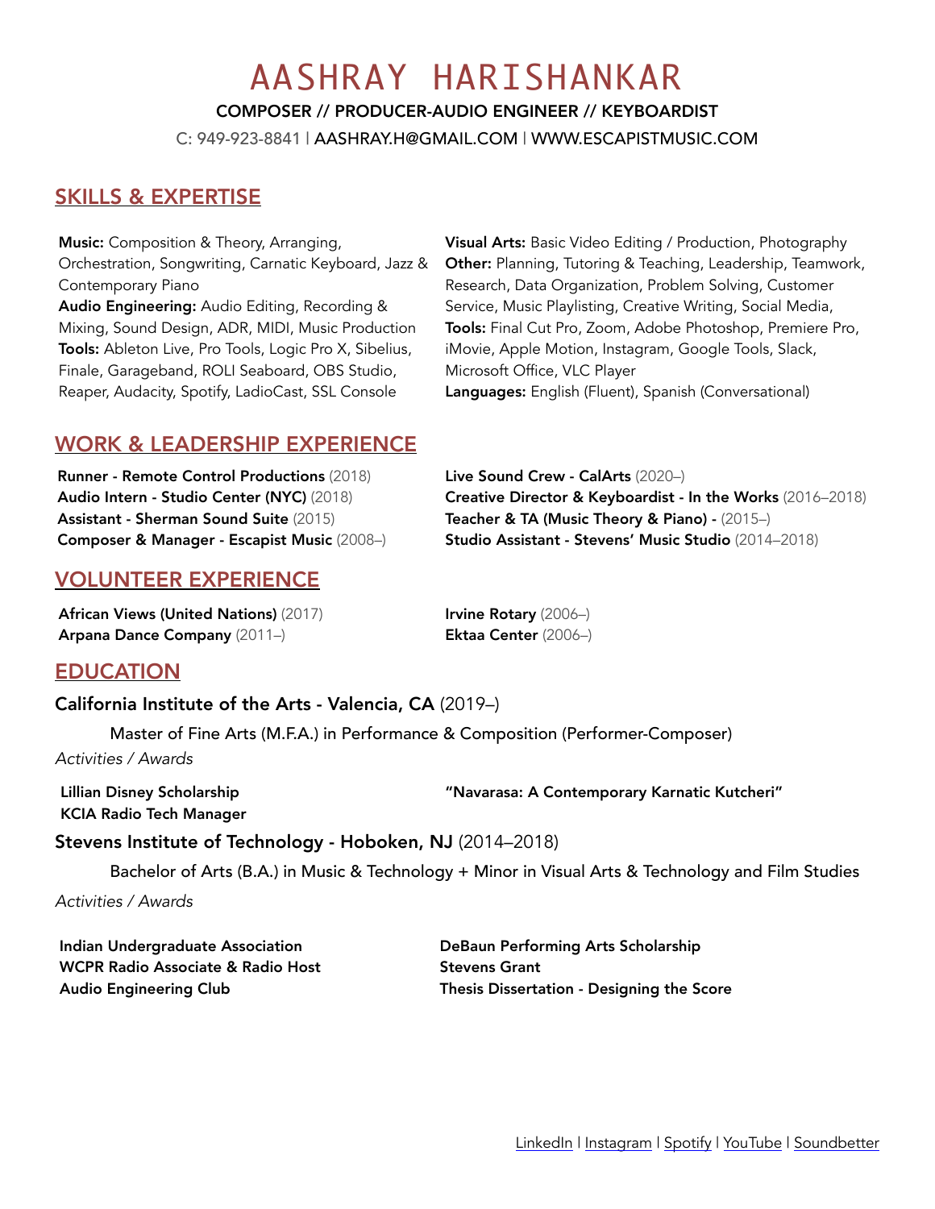# AASHRAY HARISHANKAR

**COMPOSER // PRODUCER-AUDIO ENGINEER // KEYBOARDIST**

C: 949-923-8841 | AASHRAY.H@GMAIL.COM | WWW.ESCAPISTMUSIC.COM

## SKILLS & EXPERTISE

**Music:** Composition & Theory, Arranging, Orchestration, Songwriting, Carnatic Keyboard, Jazz & Contemporary Piano
**Audio Engineering:** Audio Editing, Recording & Mixing, Sound Design, ADR, MIDI, Music Production
**Tools:** Ableton Live, Pro Tools, Logic Pro X, Sibelius, Finale, Garageband, ROLI Seaboard, OBS Studio, Reaper, Audacity, Spotify, LadioCast, SSL Console

**Visual Arts:** Basic Video Editing / Production, Photography
**Other:** Planning, Tutoring & Teaching, Leadership, Teamwork, Research, Data Organization, Problem Solving, Customer Service, Music Playlisting, Creative Writing, Social Media,
**Tools:** Final Cut Pro, Zoom, Adobe Photoshop, Premiere Pro, iMovie, Apple Motion, Instagram, Google Tools, Slack, Microsoft Office, VLC Player
**Languages:** English (Fluent), Spanish (Conversational)

## WORK & LEADERSHIP EXPERIENCE

**Runner - Remote Control Productions** (2018)
**Audio Intern - Studio Center (NYC)** (2018)
**Assistant - Sherman Sound Suite** (2015)
**Composer & Manager - Escapist Music** (2008–)
**Live Sound Crew - CalArts** (2020–)
**Creative Director & Keyboardist - In the Works** (2016–2018)
**Teacher & TA (Music Theory & Piano) -** (2015–)
**Studio Assistant - Stevens' Music Studio** (2014–2018)

## VOLUNTEER EXPERIENCE

**African Views (United Nations)** (2017)
**Arpana Dance Company** (2011–)
**Irvine Rotary** (2006–)
**Ektaa Center** (2006–)

## EDUCATION

**California Institute of the Arts - Valencia, CA** (2019–)

Master of Fine Arts (M.F.A.) in Performance & Composition (Performer-Composer)

*Activities / Awards*

**Lillian Disney Scholarship**
**KCIA Radio Tech Manager**
**"Navarasa: A Contemporary Karnatic Kutcheri"**

**Stevens Institute of Technology - Hoboken, NJ** (2014–2018)

Bachelor of Arts (B.A.) in Music & Technology + Minor in Visual Arts & Technology and Film Studies

*Activities / Awards*

**Indian Undergraduate Association**
**WCPR Radio Associate & Radio Host**
**Audio Engineering Club**
**DeBaun Performing Arts Scholarship**
**Stevens Grant**
**Thesis Dissertation - Designing the Score**

LinkedIn | Instagram | Spotify | YouTube | Soundbetter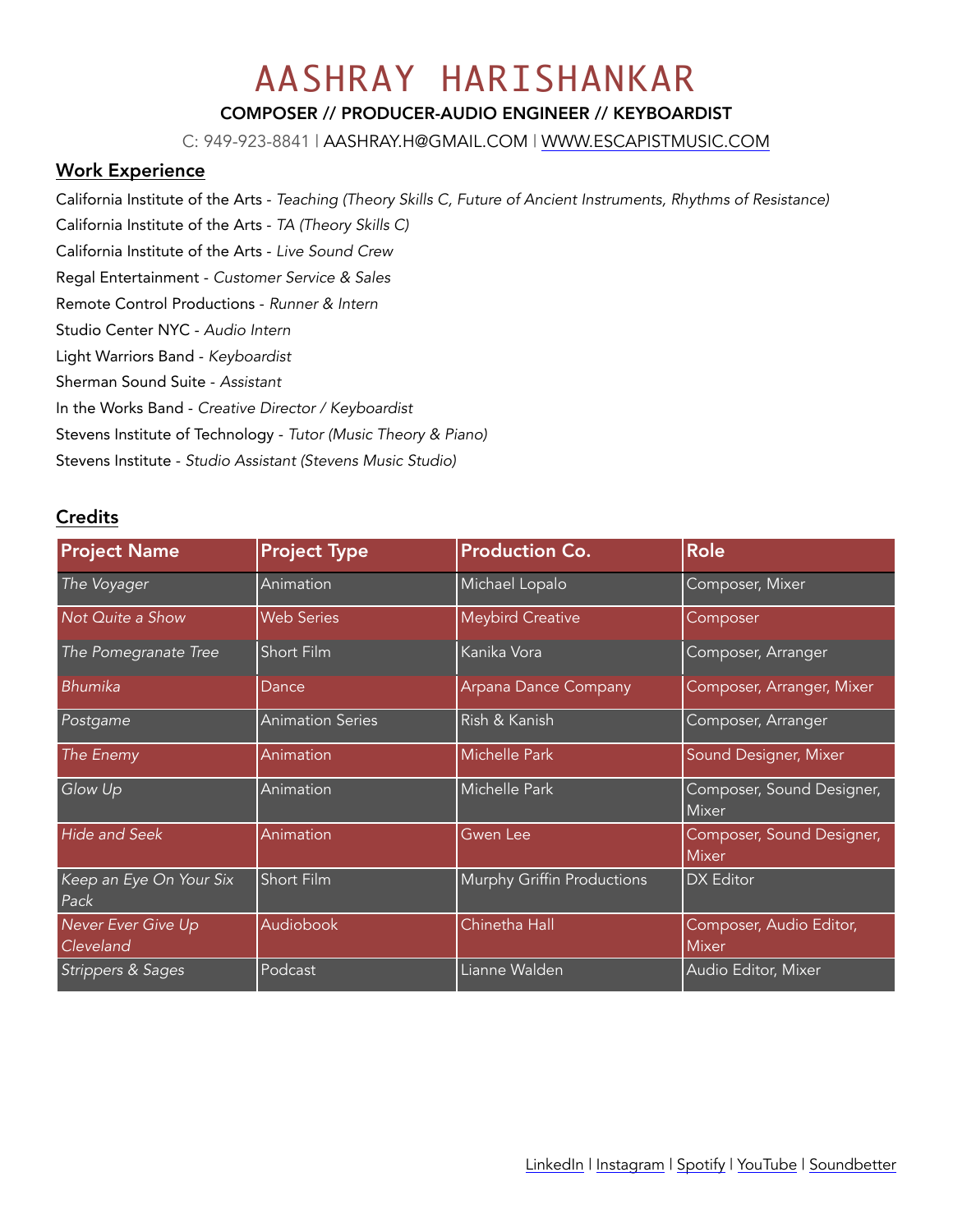# AASHRAY HARISHANKAR

**COMPOSER // PRODUCER-AUDIO ENGINEER // KEYBOARDIST**

C: 949-923-8841 | AASHRAY.H@GMAIL.COM | WWW.ESCAPISTMUSIC.COM

## Work Experience

California Institute of the Arts - *Teaching (Theory Skills C, Future of Ancient Instruments, Rhythms of Resistance)*

California Institute of the Arts - *TA (Theory Skills C)*

California Institute of the Arts - *Live Sound Crew*

Regal Entertainment - *Customer Service & Sales*

Remote Control Productions - *Runner & Intern*

Studio Center NYC - *Audio Intern*

Light Warriors Band - *Keyboardist*

Sherman Sound Suite - *Assistant*

In the Works Band - *Creative Director / Keyboardist*

Stevens Institute of Technology - *Tutor (Music Theory & Piano)*

Stevens Institute - *Studio Assistant (Stevens Music Studio)*

## Credits

| Project Name | Project Type | Production Co. | Role |
|---|---|---|---|
| *The Voyager* | Animation | Michael Lopalo | Composer, Mixer |
| *Not Quite a Show* | Web Series | Meybird Creative | Composer |
| *The Pomegranate Tree* | Short Film | Kanika Vora | Composer, Arranger |
| *Bhumika* | Dance | Arpana Dance Company | Composer, Arranger, Mixer |
| *Postgame* | Animation Series | Rish & Kanish | Composer, Arranger |
| *The Enemy* | Animation | Michelle Park | Sound Designer, Mixer |
| *Glow Up* | Animation | Michelle Park | Composer, Sound Designer, Mixer |
| *Hide and Seek* | Animation | Gwen Lee | Composer, Sound Designer, Mixer |
| *Keep an Eye On Your Six Pack* | Short Film | Murphy Griffin Productions | DX Editor |
| *Never Ever Give Up Cleveland* | Audiobook | Chinetha Hall | Composer, Audio Editor, Mixer |
| *Strippers & Sages* | Podcast | Lianne Walden | Audio Editor, Mixer |

LinkedIn | Instagram | Spotify | YouTube | Soundbetter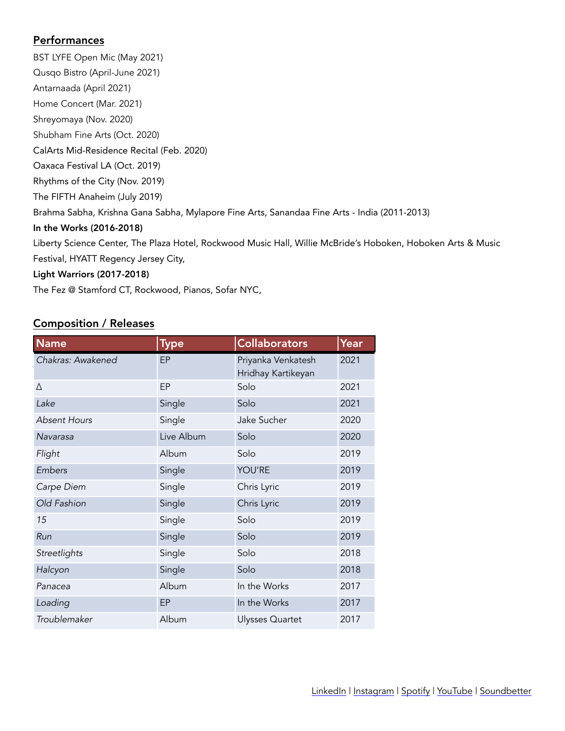## Performances

BST LYFE Open Mic (May 2021)

Qusqo Bistro (April-June 2021)

Antarnaada (April 2021)

Home Concert (Mar. 2021)

Shreyomaya (Nov. 2020)

Shubham Fine Arts (Oct. 2020)

CalArts Mid-Residence Recital (Feb. 2020)

Oaxaca Festival LA (Oct. 2019)

Rhythms of the City (Nov. 2019)

The FIFTH Anaheim (July 2019)

Brahma Sabha, Krishna Gana Sabha, Mylapore Fine Arts, Sanandaa Fine Arts - India (2011-2013)

**In the Works (2016-2018)**

Liberty Science Center, The Plaza Hotel, Rockwood Music Hall, Willie McBride's Hoboken, Hoboken Arts & Music Festival, HYATT Regency Jersey City,

**Light Warriors (2017-2018)**

The Fez @ Stamford CT, Rockwood, Pianos, Sofar NYC,

## Composition / Releases

| Name | Type | Collaborators | Year |
|---|---|---|---|
| *Chakras: Awakened* | EP | Priyanka Venkatesh<br>Hridhay Kartikeyan | 2021 |
| Δ | EP | Solo | 2021 |
| *Lake* | Single | Solo | 2021 |
| *Absent Hours* | Single | Jake Sucher | 2020 |
| *Navarasa* | Live Album | Solo | 2020 |
| *Flight* | Album | Solo | 2019 |
| *Embers* | Single | YOU'RE | 2019 |
| *Carpe Diem* | Single | Chris Lyric | 2019 |
| *Old Fashion* | Single | Chris Lyric | 2019 |
| *15* | Single | Solo | 2019 |
| *Run* | Single | Solo | 2019 |
| *Streetlights* | Single | Solo | 2018 |
| *Halcyon* | Single | Solo | 2018 |
| *Panacea* | Album | In the Works | 2017 |
| *Loading* | EP | In the Works | 2017 |
| *Troublemaker* | Album | Ulysses Quartet | 2017 |

LinkedIn | Instagram | Spotify | YouTube | Soundbetter